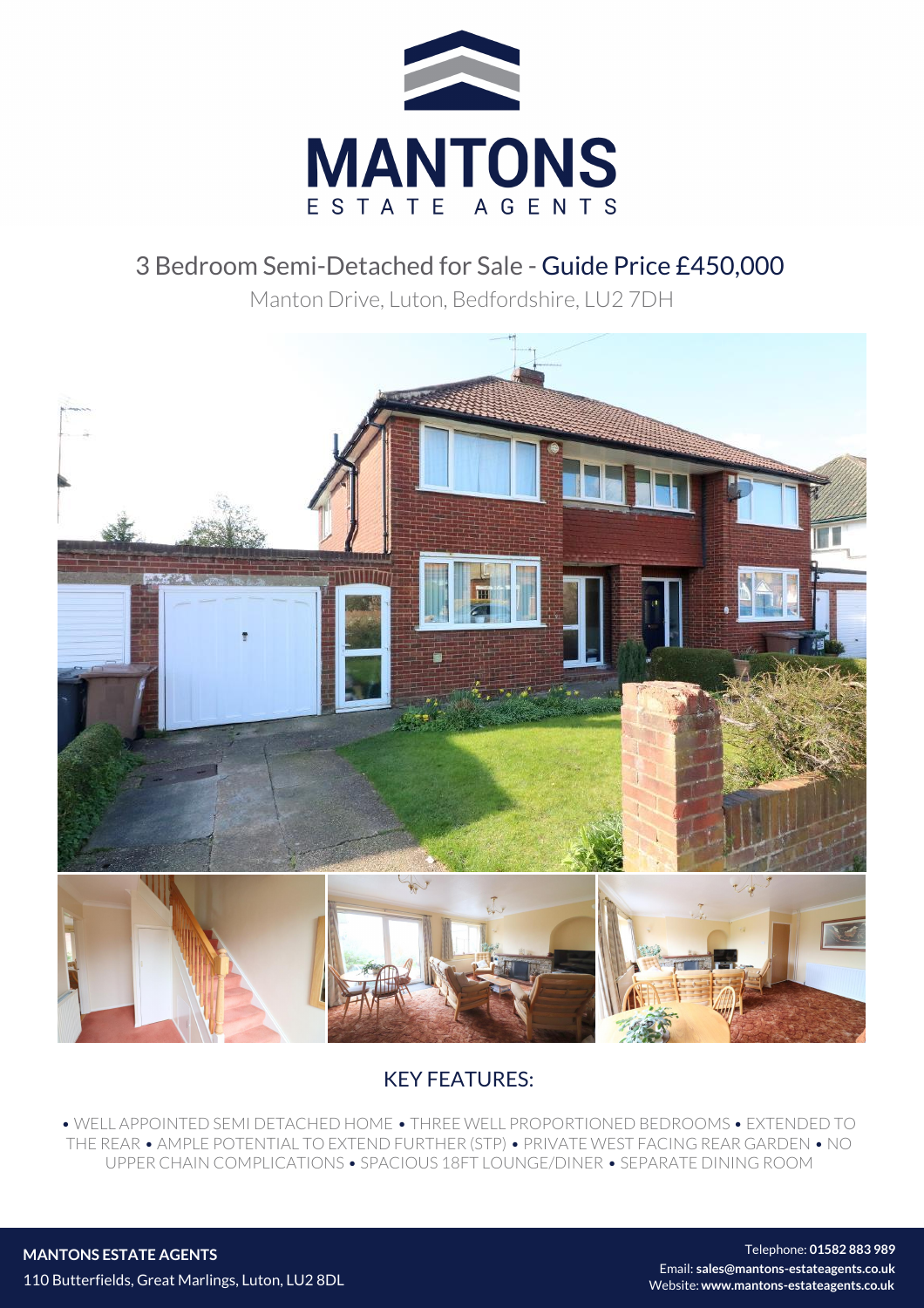# MANTONS
ESTATE AGENTS

## 3 Bedroom Semi-Detached for Sale - Guide Price £450,000

Manton Drive, Luton, Bedfordshire, LU2 7DH

## KEY FEATURES:

• WELL APPOINTED SEMI DETACHED HOME • THREE WELL PROPORTIONED BEDROOMS • EXTENDED TO THE REAR • AMPLE POTENTIAL TO EXTEND FURTHER (STP) • PRIVATE WEST FACING REAR GARDEN • NO UPPER CHAIN COMPLICATIONS • SPACIOUS 18FT LOUNGE/DINER • SEPARATE DINING ROOM

**MANTONS ESTATE AGENTS**
110 Butterfields, Great Marlings, Luton, LU2 8DL

Telephone: **01582 883 989**
Email: **sales@mantons-estateagents.co.uk**
Website: **www.mantons-estateagents.co.uk**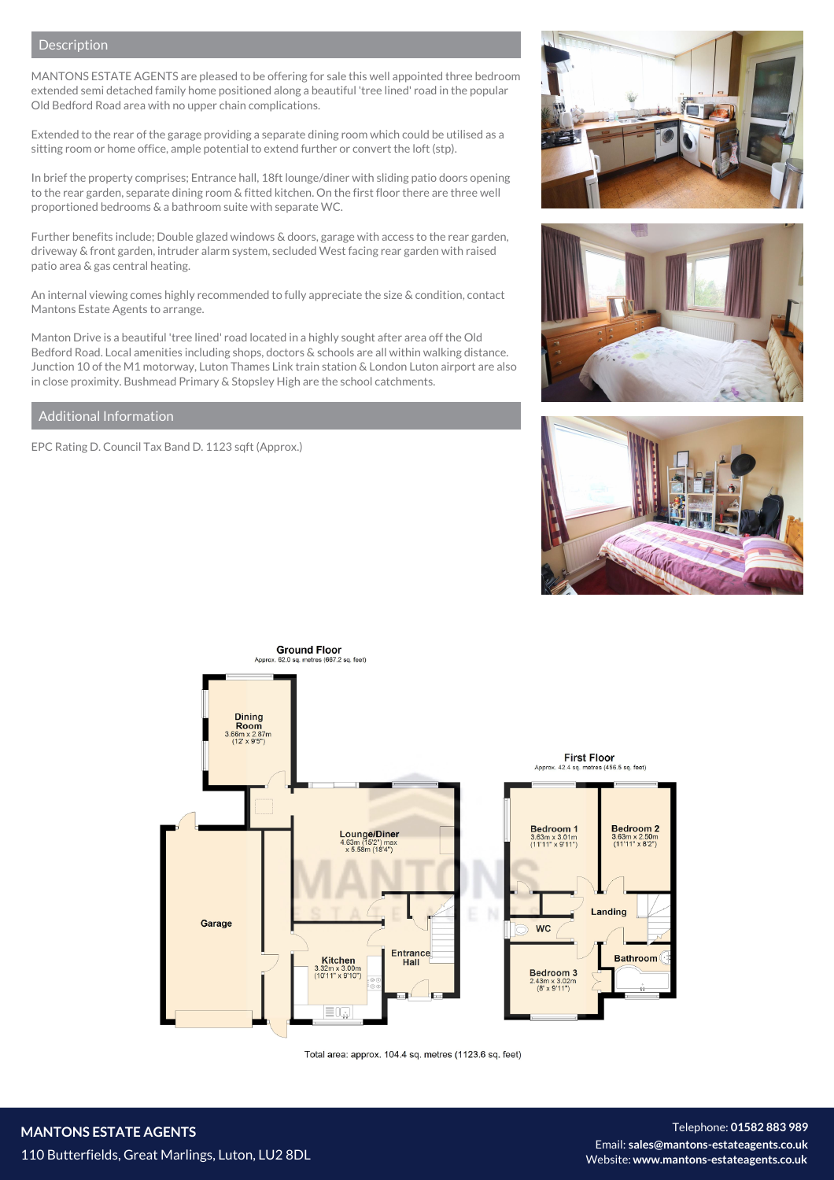## Description

MANTONS ESTATE AGENTS are pleased to be offering for sale this well appointed three bedroom extended semi detached family home positioned along a beautiful 'tree lined' road in the popular Old Bedford Road area with no upper chain complications.

Extended to the rear of the garage providing a separate dining room which could be utilised as a sitting room or home office, ample potential to extend further or convert the loft (stp).

In brief the property comprises; Entrance hall, 18ft lounge/diner with sliding patio doors opening to the rear garden, separate dining room & fitted kitchen. On the first floor there are three well proportioned bedrooms & a bathroom suite with separate WC.

Further benefits include; Double glazed windows & doors, garage with access to the rear garden, driveway & front garden, intruder alarm system, secluded West facing rear garden with raised patio area & gas central heating.

An internal viewing comes highly recommended to fully appreciate the size & condition, contact Mantons Estate Agents to arrange.

Manton Drive is a beautiful 'tree lined' road located in a highly sought after area off the Old Bedford Road. Local amenities including shops, doctors & schools are all within walking distance. Junction 10 of the M1 motorway, Luton Thames Link train station & London Luton airport are also in close proximity. Bushmead Primary & Stopsley High are the school catchments.

## Additional Information

EPC Rating D. Council Tax Band D. 1123 sqft (Approx.)

**Ground Floor**
Approx. 62.0 sq. metres (667.2 sq. feet)

Dining Room
3.66m x 2.87m
(12' x 9'5")

Lounge/Diner
4.63m (15'2") max
x 5.58m (18'4")

Garage

Kitchen
3.32m x 3.00m
(10'11" x 9'10")

Entrance Hall

**First Floor**
Approx. 42.4 sq. metres (456.5 sq. feet)

Bedroom 1
3.63m x 3.01m
(11'11" x 9'11")

Bedroom 2
3.63m x 2.50m
(11'11" x 8'2")

Landing

WC

Bathroom

Bedroom 3
2.43m x 3.02m
(8' x 9'11")

Total area: approx. 104.4 sq. metres (1123.6 sq. feet)

**MANTONS ESTATE AGENTS**
110 Butterfields, Great Marlings, Luton, LU2 8DL

Telephone: **01582 883 989**
Email: **sales@mantons-estateagents.co.uk**
Website: **www.mantons-estateagents.co.uk**